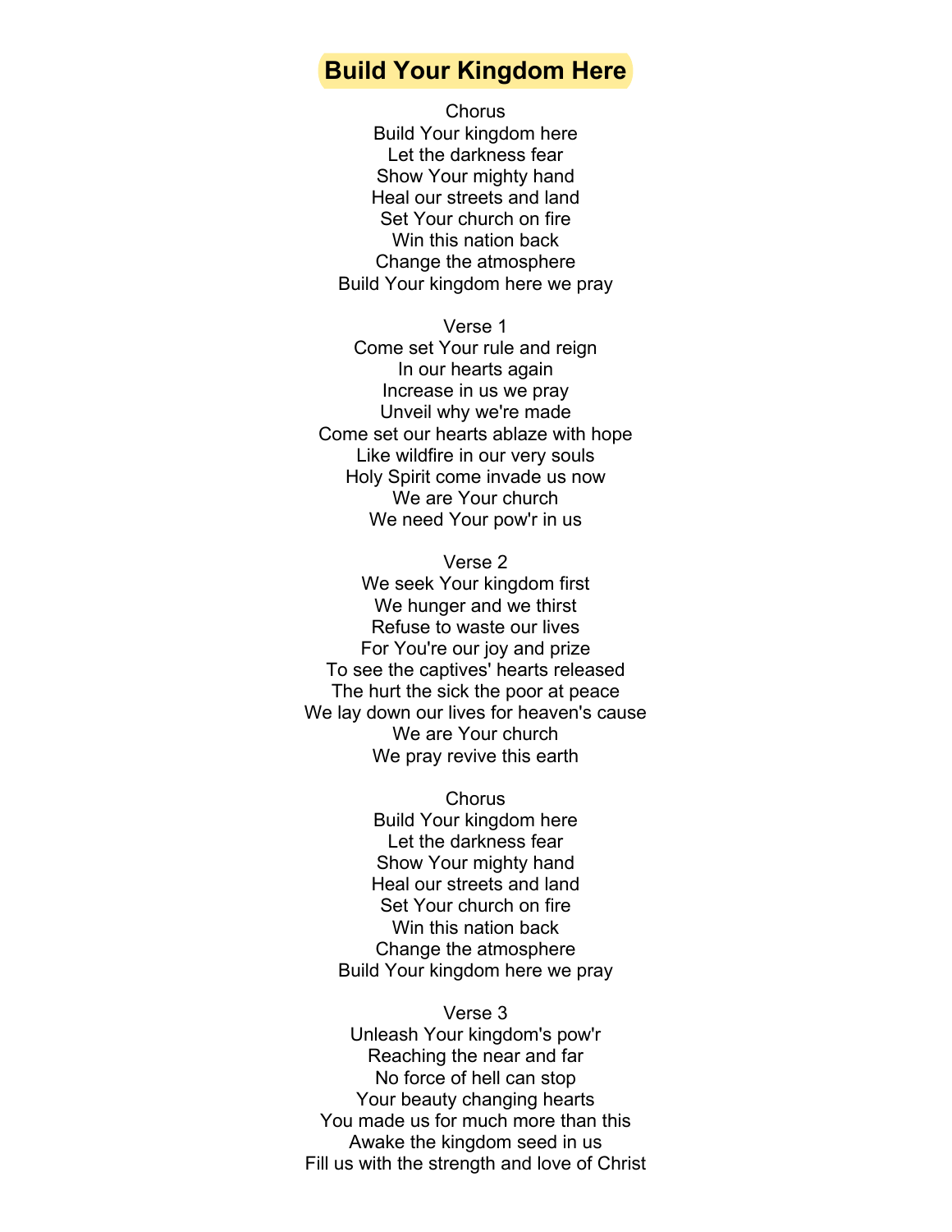# Build Your Kingdom Here

Chorus
Build Your kingdom here
Let the darkness fear
Show Your mighty hand
Heal our streets and land
Set Your church on fire
Win this nation back
Change the atmosphere
Build Your kingdom here we pray

Verse 1
Come set Your rule and reign
In our hearts again
Increase in us we pray
Unveil why we're made
Come set our hearts ablaze with hope
Like wildfire in our very souls
Holy Spirit come invade us now
We are Your church
We need Your pow'r in us

Verse 2
We seek Your kingdom first
We hunger and we thirst
Refuse to waste our lives
For You're our joy and prize
To see the captives' hearts released
The hurt the sick the poor at peace
We lay down our lives for heaven's cause
We are Your church
We pray revive this earth

Chorus
Build Your kingdom here
Let the darkness fear
Show Your mighty hand
Heal our streets and land
Set Your church on fire
Win this nation back
Change the atmosphere
Build Your kingdom here we pray

Verse 3
Unleash Your kingdom's pow'r
Reaching the near and far
No force of hell can stop
Your beauty changing hearts
You made us for much more than this
Awake the kingdom seed in us
Fill us with the strength and love of Christ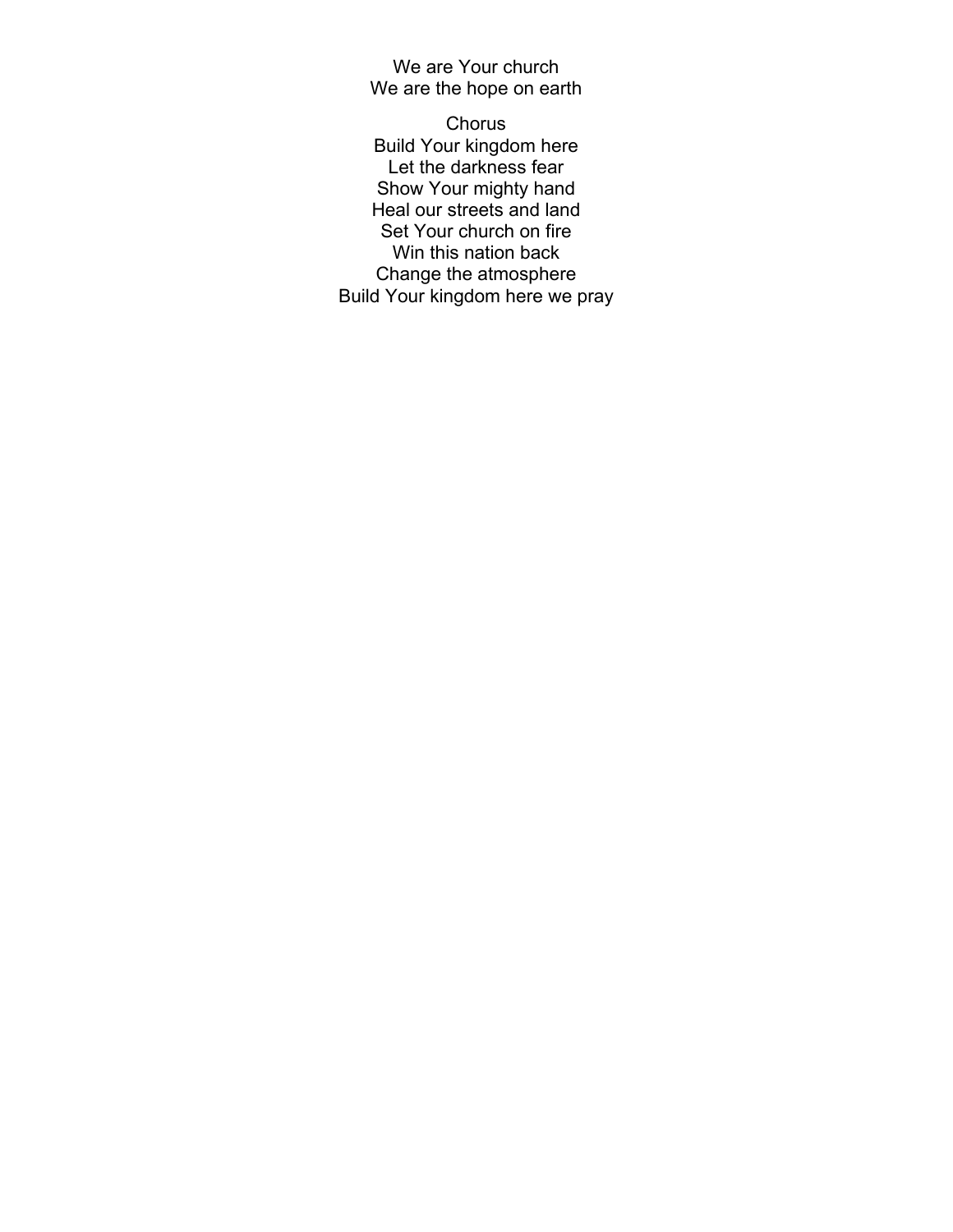We are Your church
We are the hope on earth

Chorus
Build Your kingdom here
Let the darkness fear
Show Your mighty hand
Heal our streets and land
Set Your church on fire
Win this nation back
Change the atmosphere
Build Your kingdom here we pray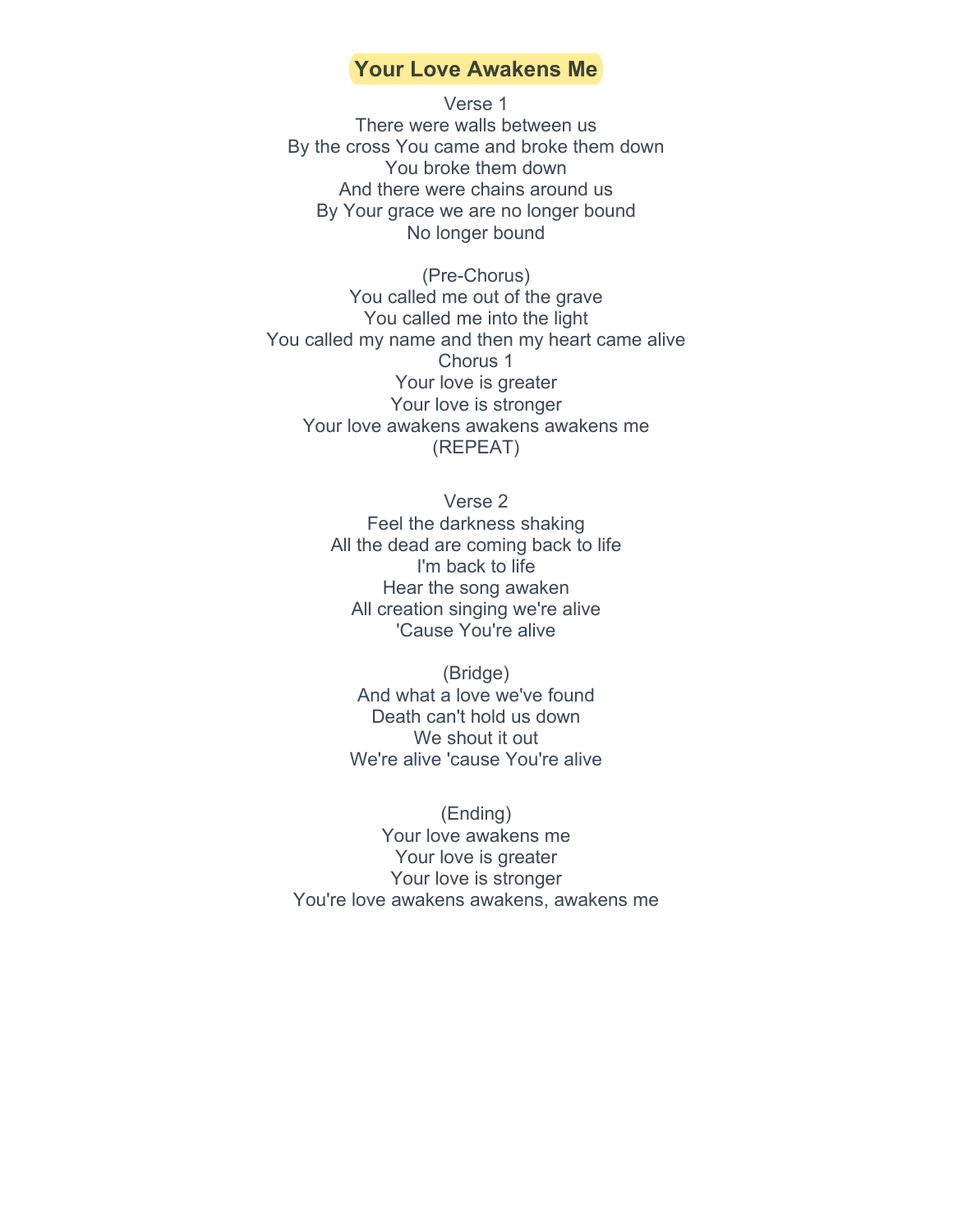# Your Love Awakens Me

Verse 1
There were walls between us
By the cross You came and broke them down
You broke them down
And there were chains around us
By Your grace we are no longer bound
No longer bound

(Pre-Chorus)
You called me out of the grave
You called me into the light
You called my name and then my heart came alive
Chorus 1
Your love is greater
Your love is stronger
Your love awakens awakens awakens me
(REPEAT)

Verse 2
Feel the darkness shaking
All the dead are coming back to life
I'm back to life
Hear the song awaken
All creation singing we're alive
'Cause You're alive

(Bridge)
And what a love we've found
Death can't hold us down
We shout it out
We're alive 'cause You're alive

(Ending)
Your love awakens me
Your love is greater
Your love is stronger
You're love awakens awakens, awakens me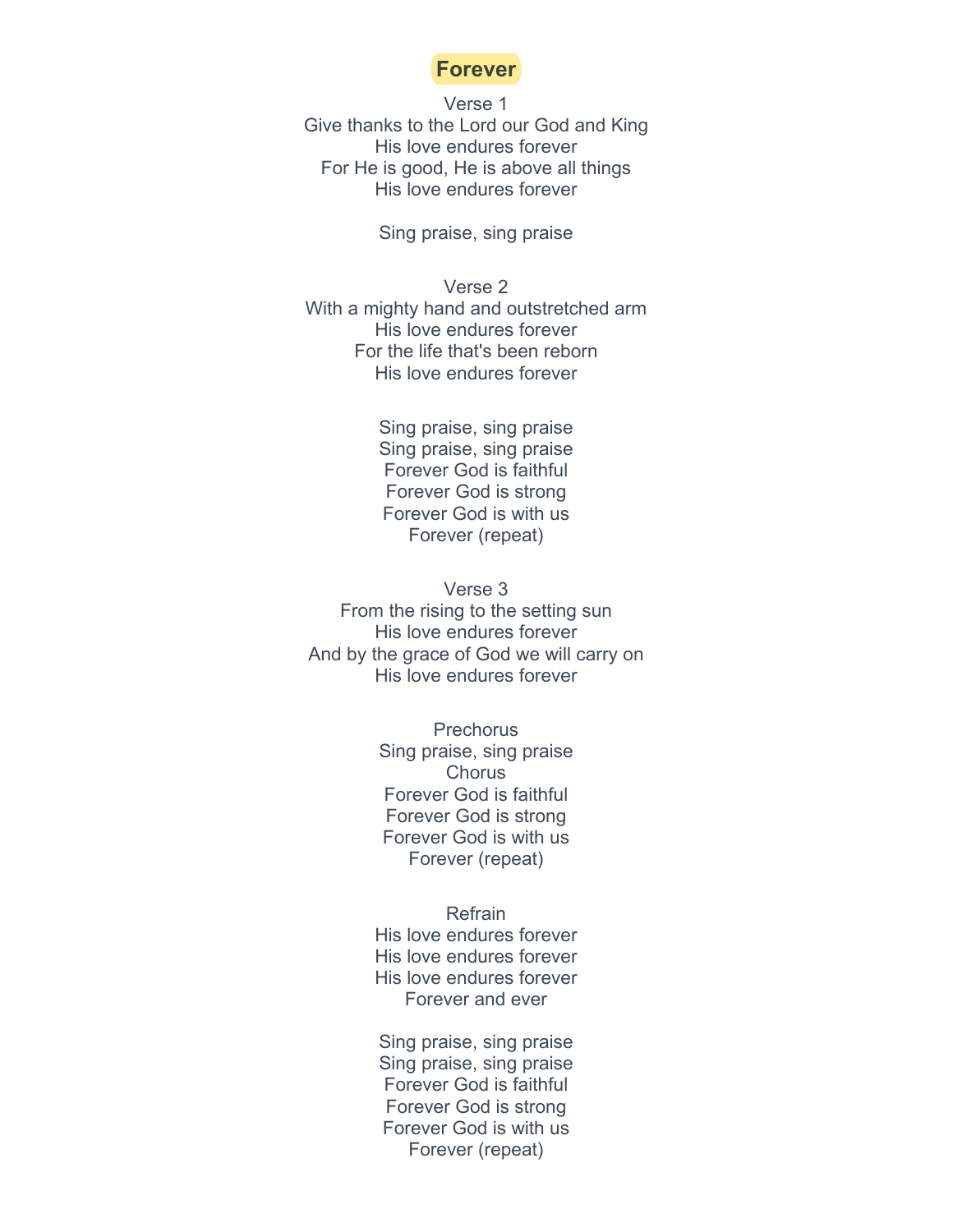# Forever

Verse 1
Give thanks to the Lord our God and King
His love endures forever
For He is good, He is above all things
His love endures forever

Sing praise, sing praise

Verse 2
With a mighty hand and outstretched arm
His love endures forever
For the life that's been reborn
His love endures forever

Sing praise, sing praise
Sing praise, sing praise
Forever God is faithful
Forever God is strong
Forever God is with us
Forever (repeat)

Verse 3
From the rising to the setting sun
His love endures forever
And by the grace of God we will carry on
His love endures forever

Prechorus
Sing praise, sing praise
Chorus
Forever God is faithful
Forever God is strong
Forever God is with us
Forever (repeat)

Refrain
His love endures forever
His love endures forever
His love endures forever
Forever and ever

Sing praise, sing praise
Sing praise, sing praise
Forever God is faithful
Forever God is strong
Forever God is with us
Forever (repeat)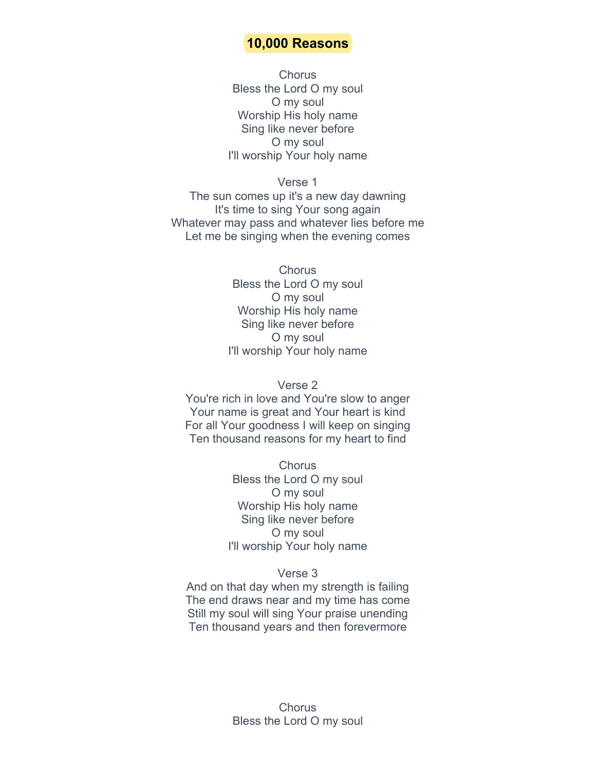# 10,000 Reasons

Chorus
Bless the Lord O my soul
O my soul
Worship His holy name
Sing like never before
O my soul
I'll worship Your holy name

Verse 1
The sun comes up it's a new day dawning
It's time to sing Your song again
Whatever may pass and whatever lies before me
Let me be singing when the evening comes

Chorus
Bless the Lord O my soul
O my soul
Worship His holy name
Sing like never before
O my soul
I'll worship Your holy name

Verse 2
You're rich in love and You're slow to anger
Your name is great and Your heart is kind
For all Your goodness I will keep on singing
Ten thousand reasons for my heart to find

Chorus
Bless the Lord O my soul
O my soul
Worship His holy name
Sing like never before
O my soul
I'll worship Your holy name

Verse 3
And on that day when my strength is failing
The end draws near and my time has come
Still my soul will sing Your praise unending
Ten thousand years and then forevermore

Chorus
Bless the Lord O my soul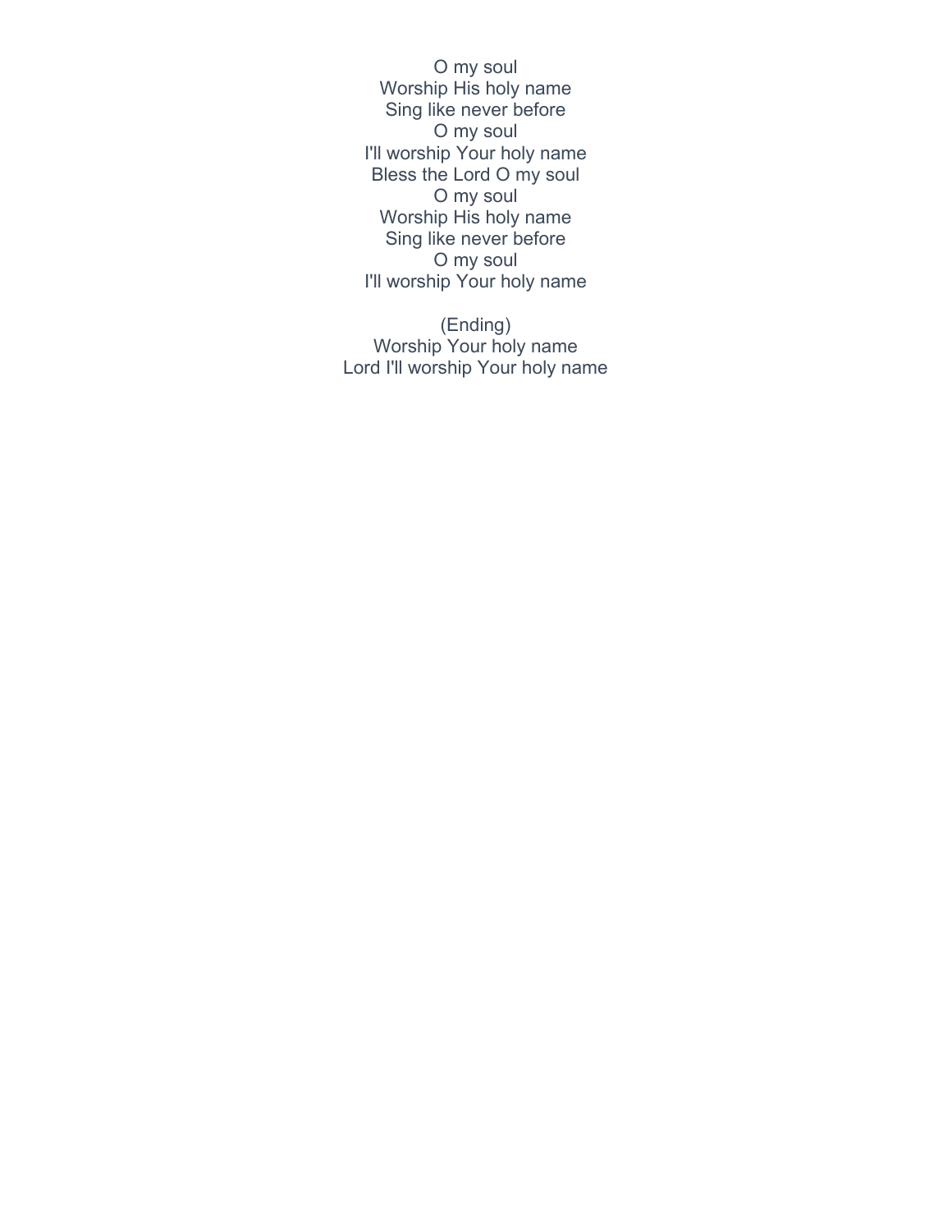O my soul
Worship His holy name
Sing like never before
O my soul
I'll worship Your holy name
Bless the Lord O my soul
O my soul
Worship His holy name
Sing like never before
O my soul
I'll worship Your holy name

(Ending)
Worship Your holy name
Lord I'll worship Your holy name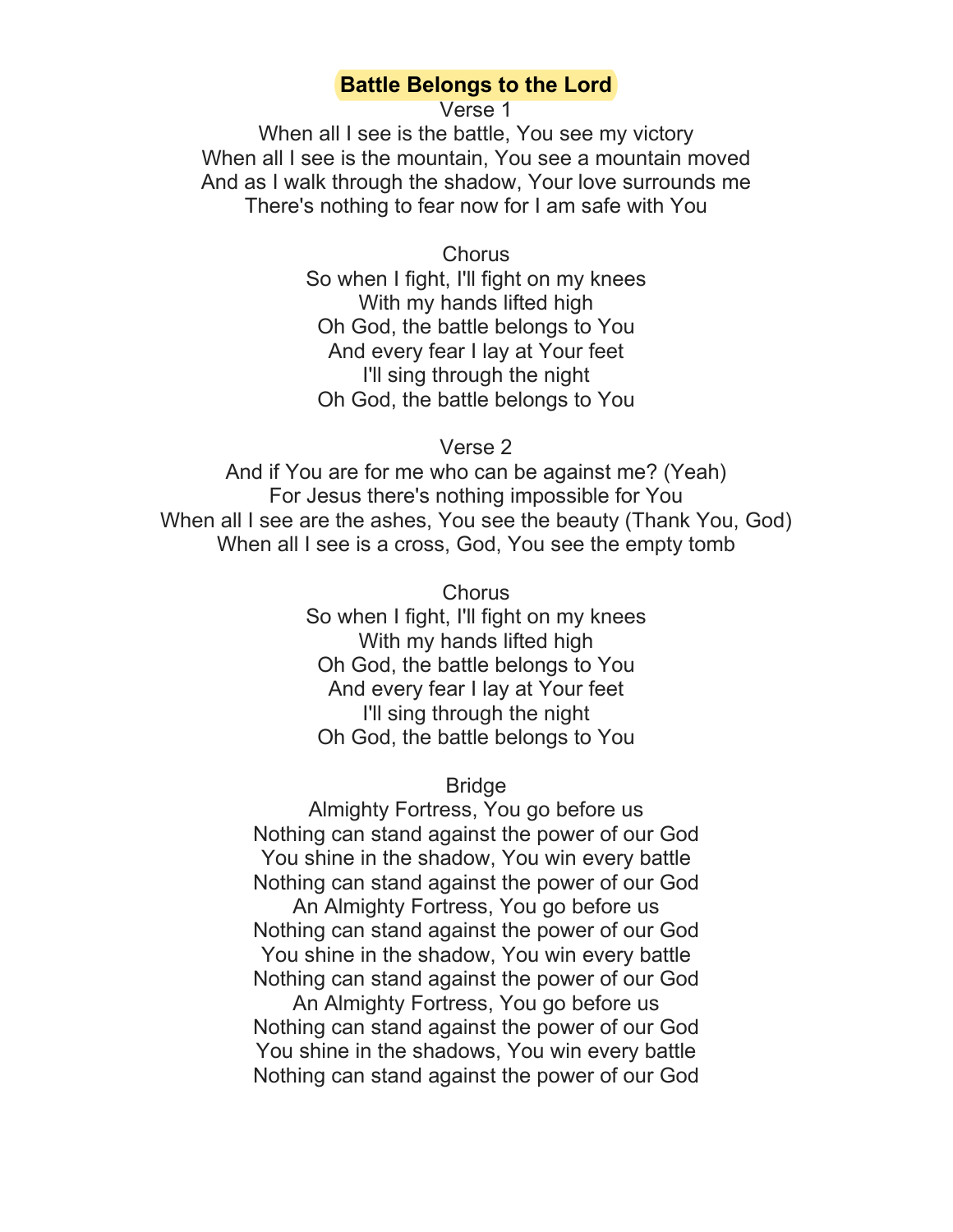# Battle Belongs to the Lord

Verse 1

When all I see is the battle, You see my victory
When all I see is the mountain, You see a mountain moved
And as I walk through the shadow, Your love surrounds me
There's nothing to fear now for I am safe with You

Chorus

So when I fight, I'll fight on my knees
With my hands lifted high
Oh God, the battle belongs to You
And every fear I lay at Your feet
I'll sing through the night
Oh God, the battle belongs to You

Verse 2

And if You are for me who can be against me? (Yeah)
For Jesus there's nothing impossible for You
When all I see are the ashes, You see the beauty (Thank You, God)
When all I see is a cross, God, You see the empty tomb

Chorus

So when I fight, I'll fight on my knees
With my hands lifted high
Oh God, the battle belongs to You
And every fear I lay at Your feet
I'll sing through the night
Oh God, the battle belongs to You

Bridge

Almighty Fortress, You go before us
Nothing can stand against the power of our God
You shine in the shadow, You win every battle
Nothing can stand against the power of our God
An Almighty Fortress, You go before us
Nothing can stand against the power of our God
You shine in the shadow, You win every battle
Nothing can stand against the power of our God
An Almighty Fortress, You go before us
Nothing can stand against the power of our God
You shine in the shadows, You win every battle
Nothing can stand against the power of our God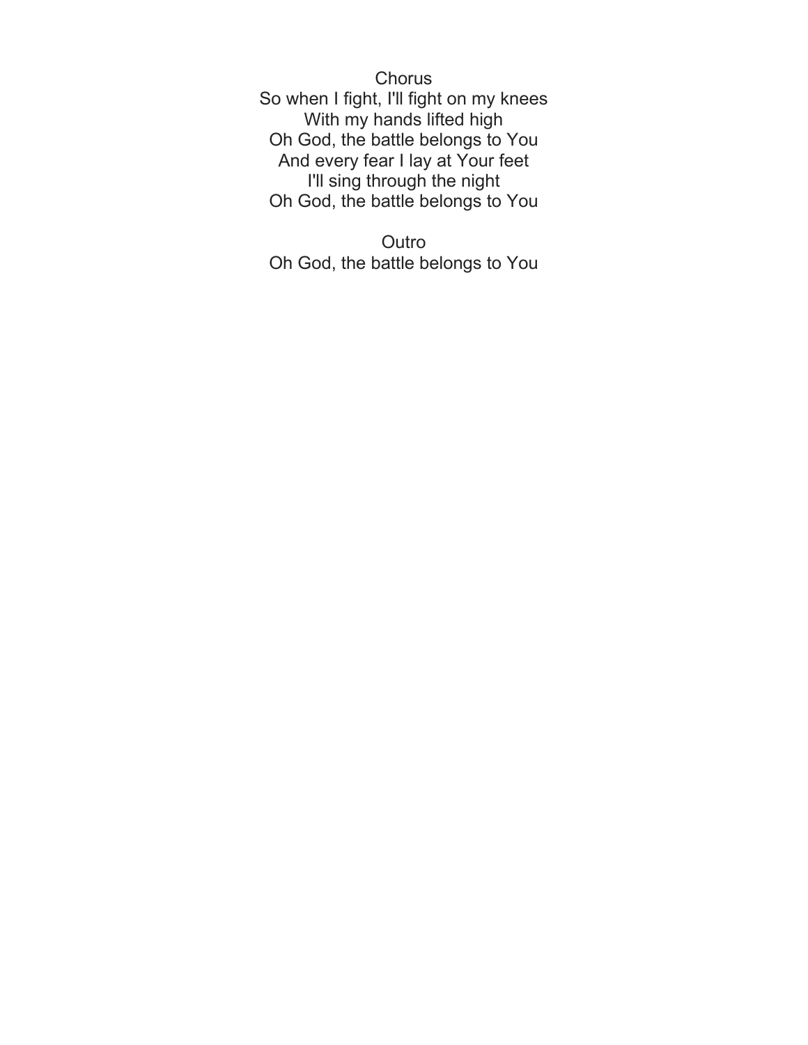Chorus

So when I fight, I'll fight on my knees
With my hands lifted high
Oh God, the battle belongs to You
And every fear I lay at Your feet
I'll sing through the night
Oh God, the battle belongs to You

Outro

Oh God, the battle belongs to You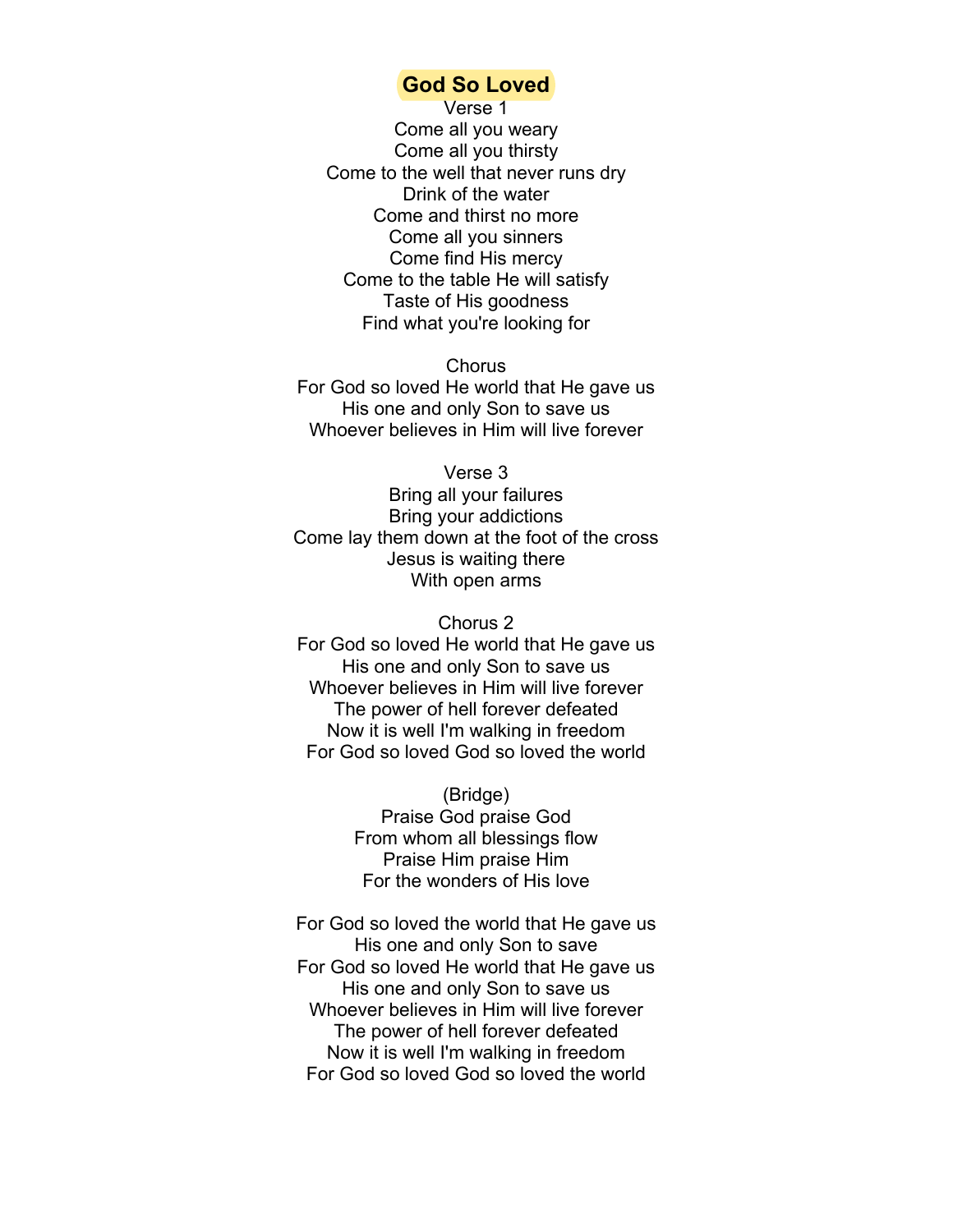# God So Loved

Verse 1
Come all you weary
Come all you thirsty
Come to the well that never runs dry
Drink of the water
Come and thirst no more
Come all you sinners
Come find His mercy
Come to the table He will satisfy
Taste of His goodness
Find what you're looking for

Chorus
For God so loved He world that He gave us
His one and only Son to save us
Whoever believes in Him will live forever

Verse 3
Bring all your failures
Bring your addictions
Come lay them down at the foot of the cross
Jesus is waiting there
With open arms

Chorus 2
For God so loved He world that He gave us
His one and only Son to save us
Whoever believes in Him will live forever
The power of hell forever defeated
Now it is well I'm walking in freedom
For God so loved God so loved the world

(Bridge)
Praise God praise God
From whom all blessings flow
Praise Him praise Him
For the wonders of His love

For God so loved the world that He gave us
His one and only Son to save
For God so loved He world that He gave us
His one and only Son to save us
Whoever believes in Him will live forever
The power of hell forever defeated
Now it is well I'm walking in freedom
For God so loved God so loved the world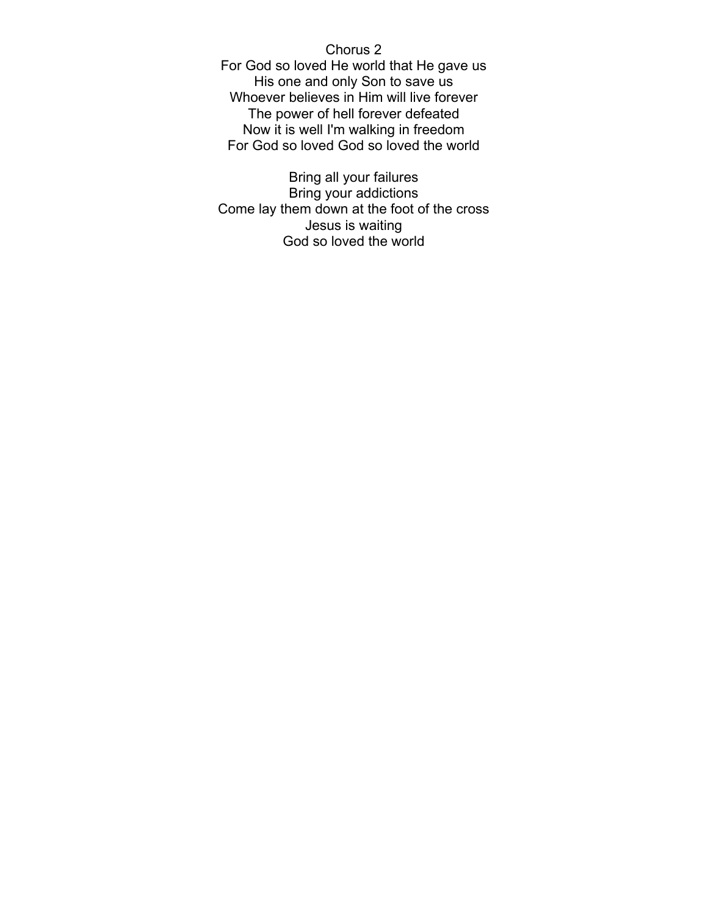Chorus 2
For God so loved He world that He gave us
His one and only Son to save us
Whoever believes in Him will live forever
The power of hell forever defeated
Now it is well I'm walking in freedom
For God so loved God so loved the world

Bring all your failures
Bring your addictions
Come lay them down at the foot of the cross
Jesus is waiting
God so loved the world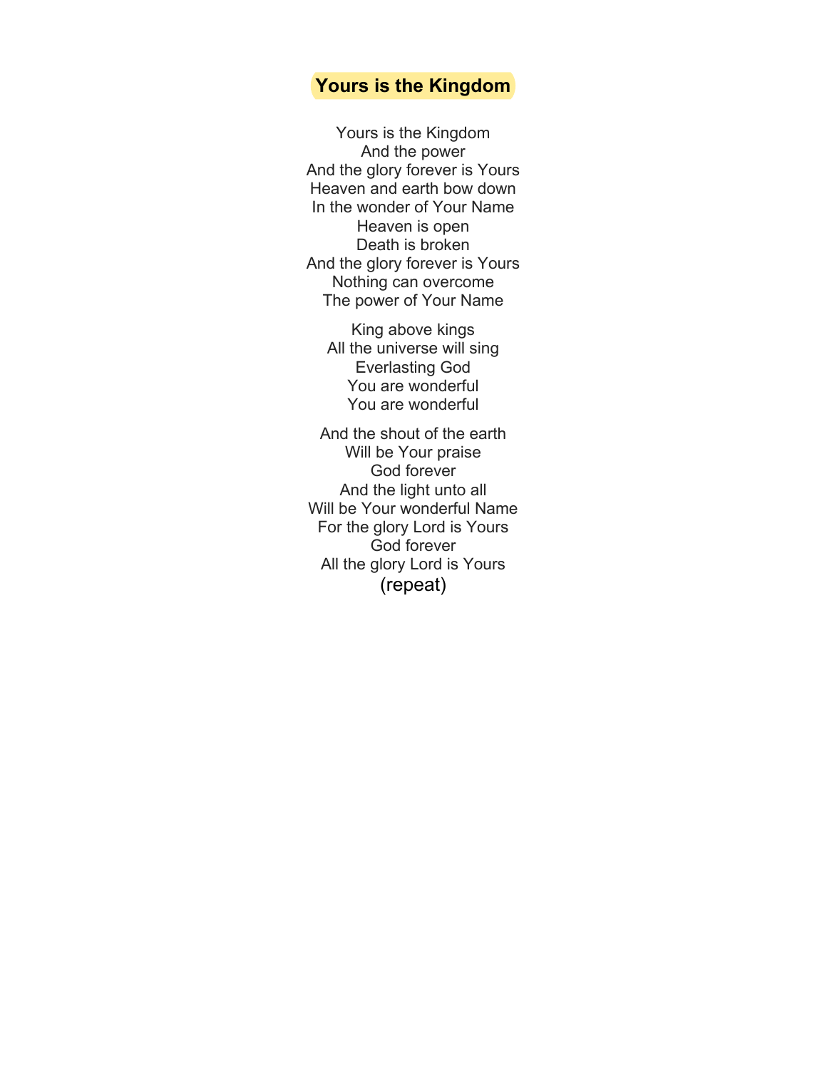# Yours is the Kingdom

Yours is the Kingdom
And the power
And the glory forever is Yours
Heaven and earth bow down
In the wonder of Your Name
Heaven is open
Death is broken
And the glory forever is Yours
Nothing can overcome
The power of Your Name

King above kings
All the universe will sing
Everlasting God
You are wonderful
You are wonderful

And the shout of the earth
Will be Your praise
God forever
And the light unto all
Will be Your wonderful Name
For the glory Lord is Yours
God forever
All the glory Lord is Yours
(repeat)